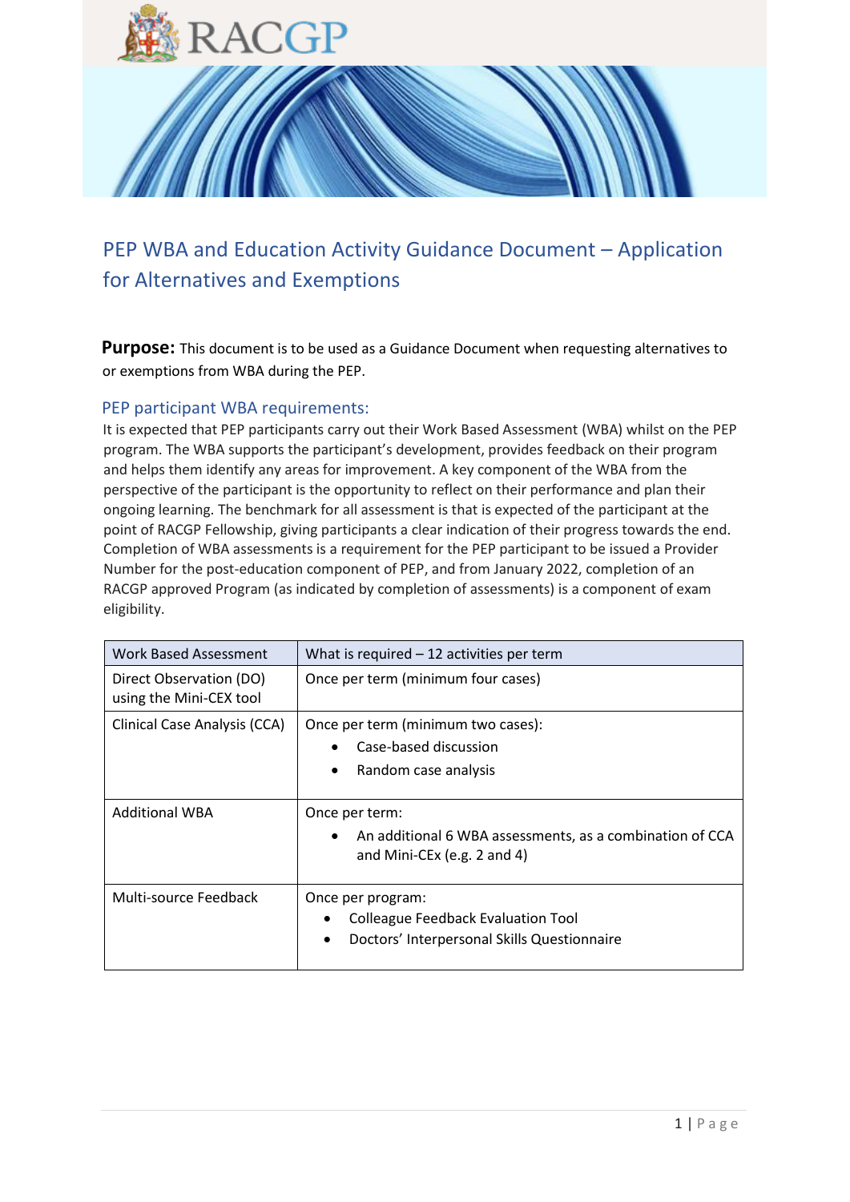# PEP WBA and Education Activity Guidance Document – Application for Alternatives and Exemptions

**Purpose:** This document is to be used as a Guidance Document when requesting alternatives to or exemptions from WBA during the PEP.

## PEP participant WBA requirements:

It is expected that PEP participants carry out their Work Based Assessment (WBA) whilst on the PEP program. The WBA supports the participant's development, provides feedback on their program and helps them identify any areas for improvement. A key component of the WBA from the perspective of the participant is the opportunity to reflect on their performance and plan their ongoing learning. The benchmark for all assessment is that is expected of the participant at the point of RACGP Fellowship, giving participants a clear indication of their progress towards the end. Completion of WBA assessments is a requirement for the PEP participant to be issued a Provider Number for the post-education component of PEP, and from January 2022, completion of an RACGP approved Program (as indicated by completion of assessments) is a component of exam eligibility.

| Work Based Assessment | What is required – 12 activities per term |
|---|---|
| Direct Observation (DO) using the Mini-CEX tool | Once per term (minimum four cases) |
| Clinical Case Analysis (CCA) | Once per term (minimum two cases):<br>• Case-based discussion<br>• Random case analysis |
| Additional WBA | Once per term:<br>• An additional 6 WBA assessments, as a combination of CCA and Mini-CEx (e.g. 2 and 4) |
| Multi-source Feedback | Once per program:<br>• Colleague Feedback Evaluation Tool<br>• Doctors' Interpersonal Skills Questionnaire |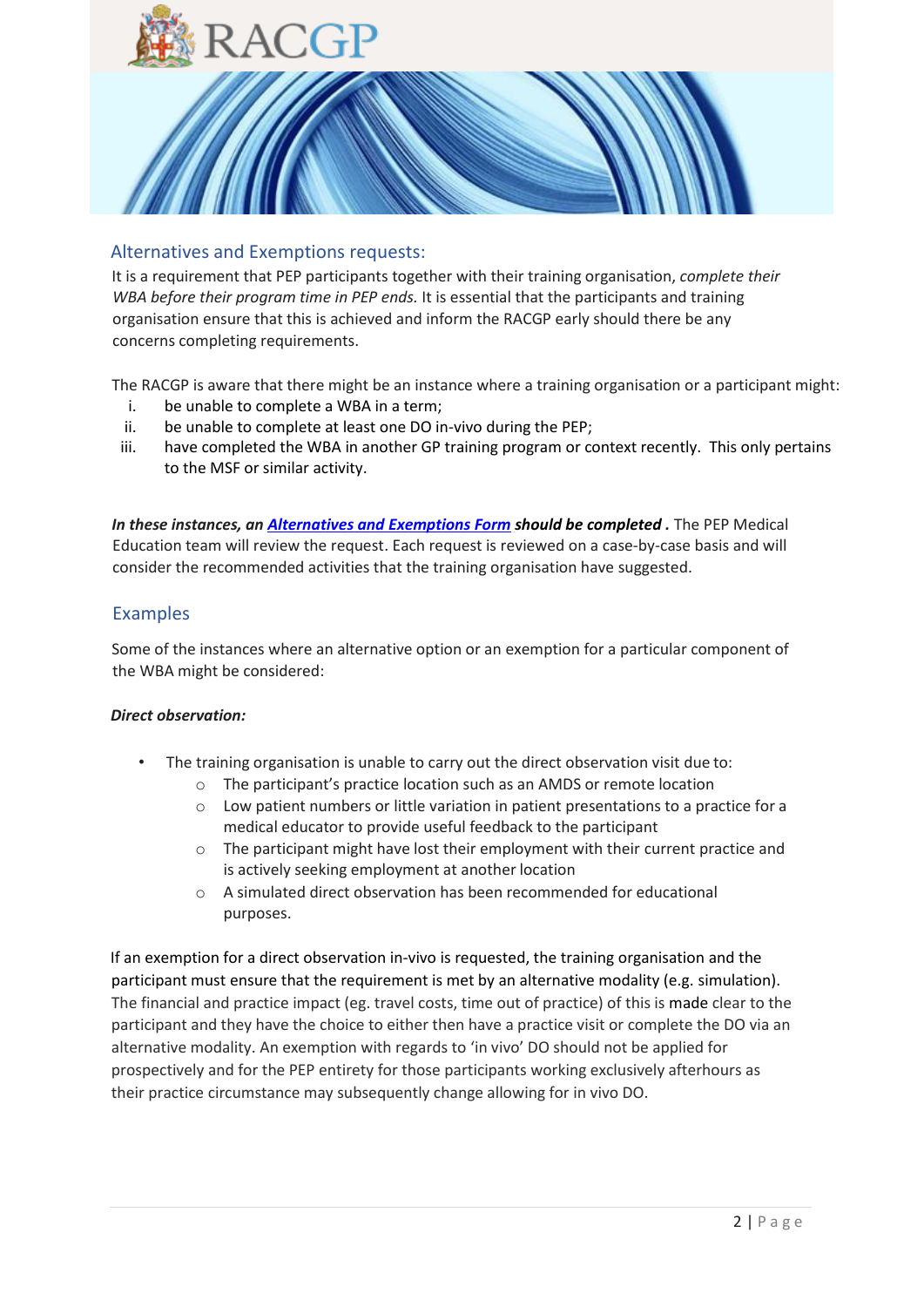## Alternatives and Exemptions requests:

It is a requirement that PEP participants together with their training organisation, *complete their WBA before their program time in PEP ends.* It is essential that the participants and training organisation ensure that this is achieved and inform the RACGP early should there be any concerns completing requirements.

The RACGP is aware that there might be an instance where a training organisation or a participant might:

i. be unable to complete a WBA in a term;
ii. be unable to complete at least one DO in-vivo during the PEP;
iii. have completed the WBA in another GP training program or context recently. This only pertains to the MSF or similar activity.

***In these instances, an [Alternatives and Exemptions Form](Alternatives and Exemptions Form) should be completed .*** The PEP Medical Education team will review the request. Each request is reviewed on a case-by-case basis and will consider the recommended activities that the training organisation have suggested.

## Examples

Some of the instances where an alternative option or an exemption for a particular component of the WBA might be considered:

***Direct observation:***

- The training organisation is unable to carry out the direct observation visit due to:
  - The participant's practice location such as an AMDS or remote location
  - Low patient numbers or little variation in patient presentations to a practice for a medical educator to provide useful feedback to the participant
  - The participant might have lost their employment with their current practice and is actively seeking employment at another location
  - A simulated direct observation has been recommended for educational purposes.

If an exemption for a direct observation in-vivo is requested, the training organisation and the participant must ensure that the requirement is met by an alternative modality (e.g. simulation). The financial and practice impact (eg. travel costs, time out of practice) of this is made clear to the participant and they have the choice to either then have a practice visit or complete the DO via an alternative modality. An exemption with regards to 'in vivo' DO should not be applied for prospectively and for the PEP entirety for those participants working exclusively afterhours as their practice circumstance may subsequently change allowing for in vivo DO.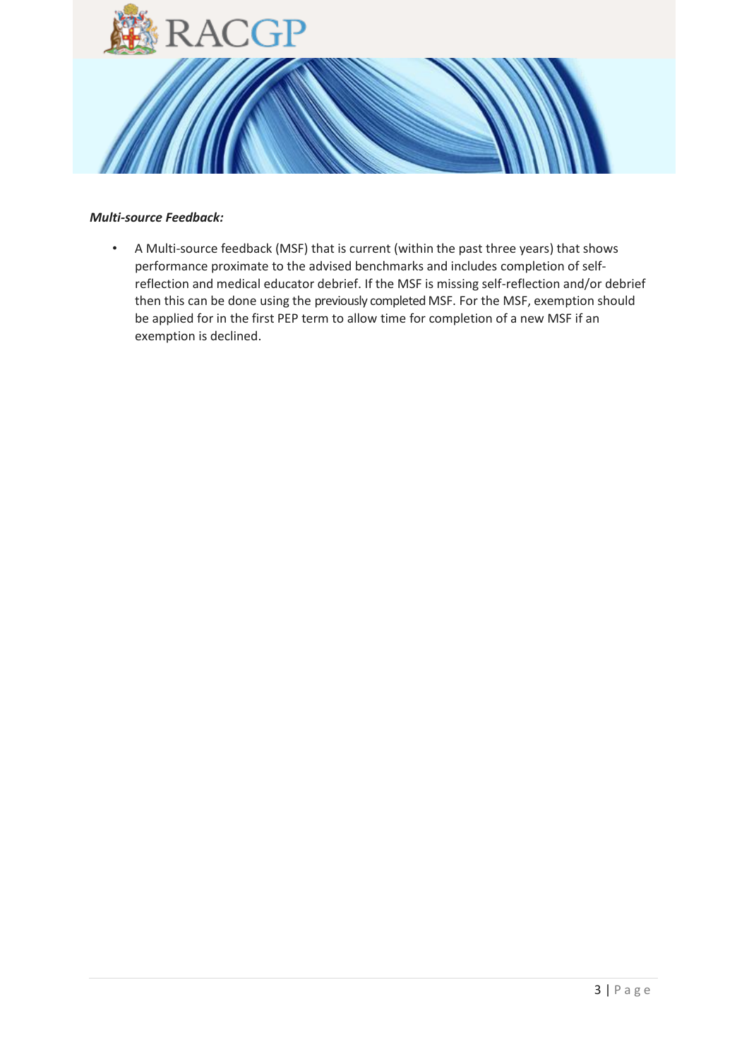***Multi-source Feedback:***

- A Multi-source feedback (MSF) that is current (within the past three years) that shows performance proximate to the advised benchmarks and includes completion of self-reflection and medical educator debrief. If the MSF is missing self-reflection and/or debrief then this can be done using the previously completed MSF. For the MSF, exemption should be applied for in the first PEP term to allow time for completion of a new MSF if an exemption is declined.